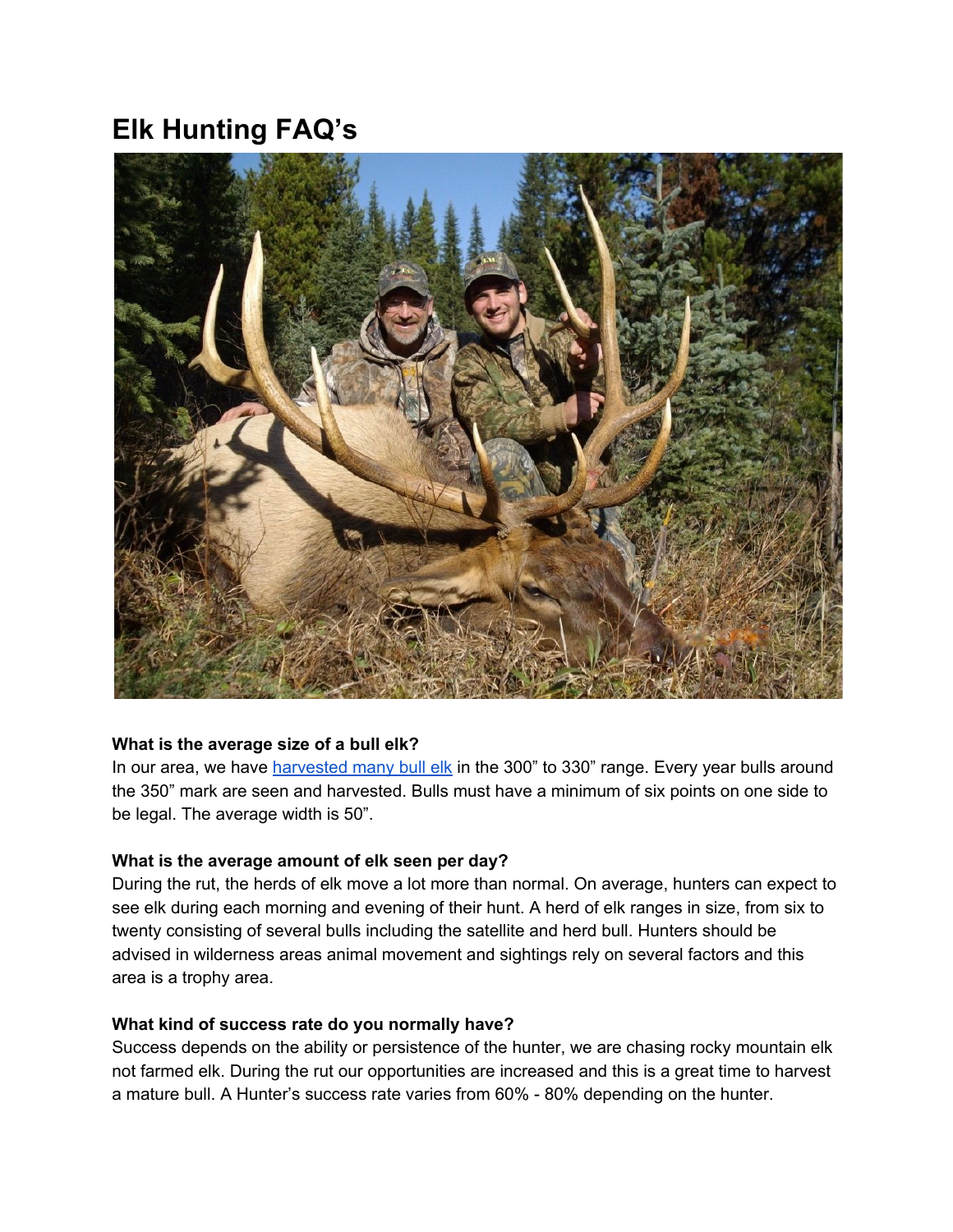# Elk Hunting FAQ's

**What is the average size of a bull elk?**
In our area, we have harvested many bull elk in the 300" to 330" range. Every year bulls around the 350" mark are seen and harvested. Bulls must have a minimum of six points on one side to be legal. The average width is 50".

**What is the average amount of elk seen per day?**
During the rut, the herds of elk move a lot more than normal. On average, hunters can expect to see elk during each morning and evening of their hunt. A herd of elk ranges in size, from six to twenty consisting of several bulls including the satellite and herd bull. Hunters should be advised in wilderness areas animal movement and sightings rely on several factors and this area is a trophy area.

**What kind of success rate do you normally have?**
Success depends on the ability or persistence of the hunter, we are chasing rocky mountain elk not farmed elk. During the rut our opportunities are increased and this is a great time to harvest a mature bull. A Hunter's success rate varies from 60% - 80% depending on the hunter.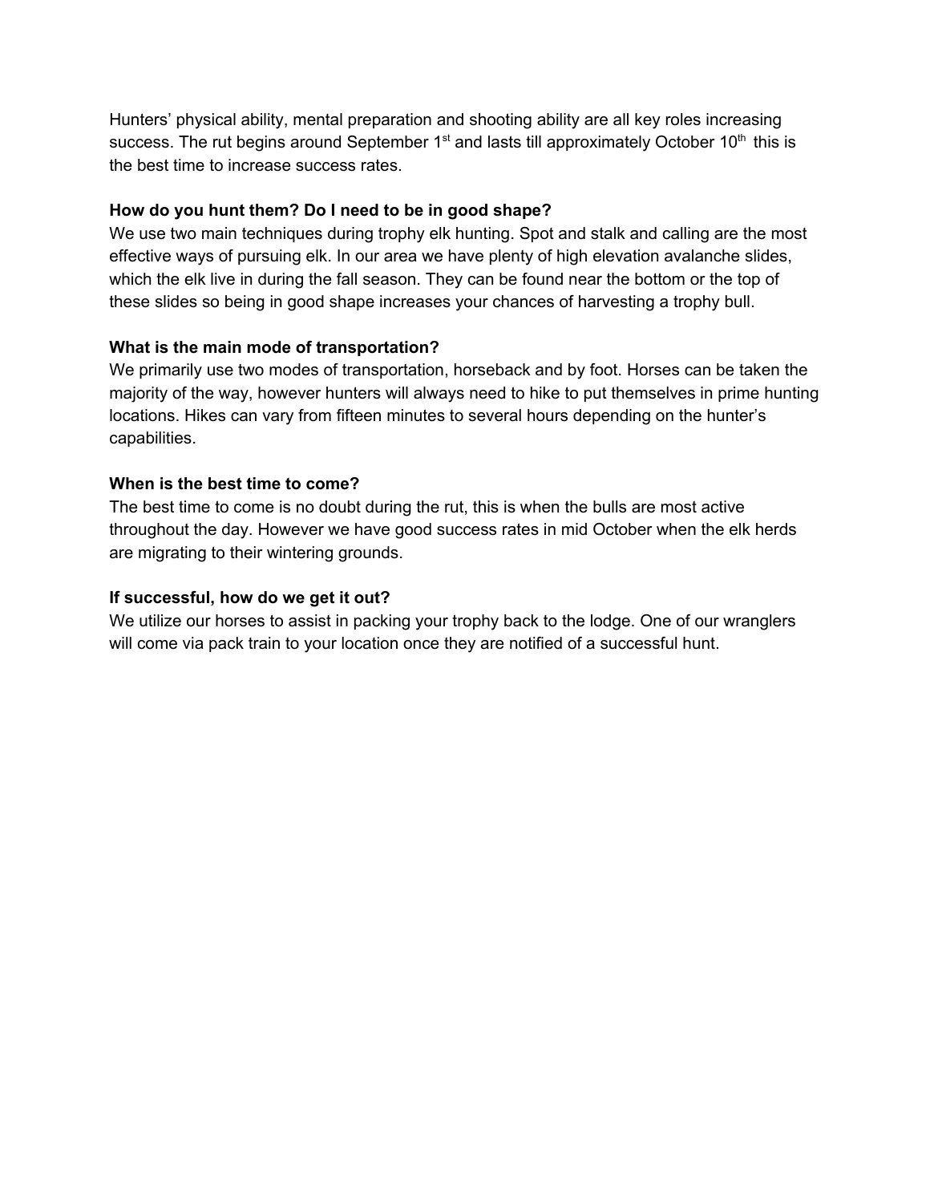Hunters' physical ability, mental preparation and shooting ability are all key roles increasing success. The rut begins around September 1st and lasts till approximately October 10th this is the best time to increase success rates.

**How do you hunt them? Do I need to be in good shape?**

We use two main techniques during trophy elk hunting. Spot and stalk and calling are the most effective ways of pursuing elk. In our area we have plenty of high elevation avalanche slides, which the elk live in during the fall season. They can be found near the bottom or the top of these slides so being in good shape increases your chances of harvesting a trophy bull.

**What is the main mode of transportation?**

We primarily use two modes of transportation, horseback and by foot. Horses can be taken the majority of the way, however hunters will always need to hike to put themselves in prime hunting locations. Hikes can vary from fifteen minutes to several hours depending on the hunter's capabilities.

**When is the best time to come?**

The best time to come is no doubt during the rut, this is when the bulls are most active throughout the day. However we have good success rates in mid October when the elk herds are migrating to their wintering grounds.

**If successful, how do we get it out?**

We utilize our horses to assist in packing your trophy back to the lodge. One of our wranglers will come via pack train to your location once they are notified of a successful hunt.